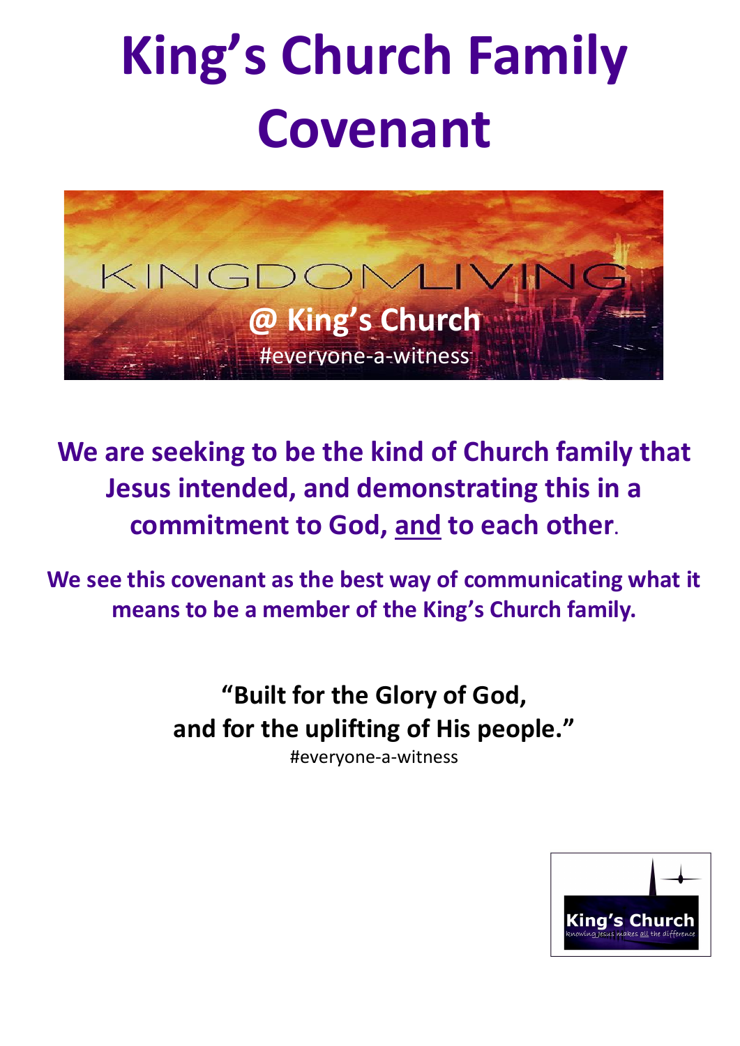# King's Church Family Covenant

KINGDOM LIVING

@ King's Church

#everyone-a-witness

**We are seeking to be the kind of Church family that Jesus intended, and demonstrating this in a commitment to God, <u>and</u> to each other.**

**We see this covenant as the best way of communicating what it means to be a member of the King's Church family.**

**"Built for the Glory of God,
and for the uplifting of His people."**

#everyone-a-witness

King's Church

knowing Jesus makes all the difference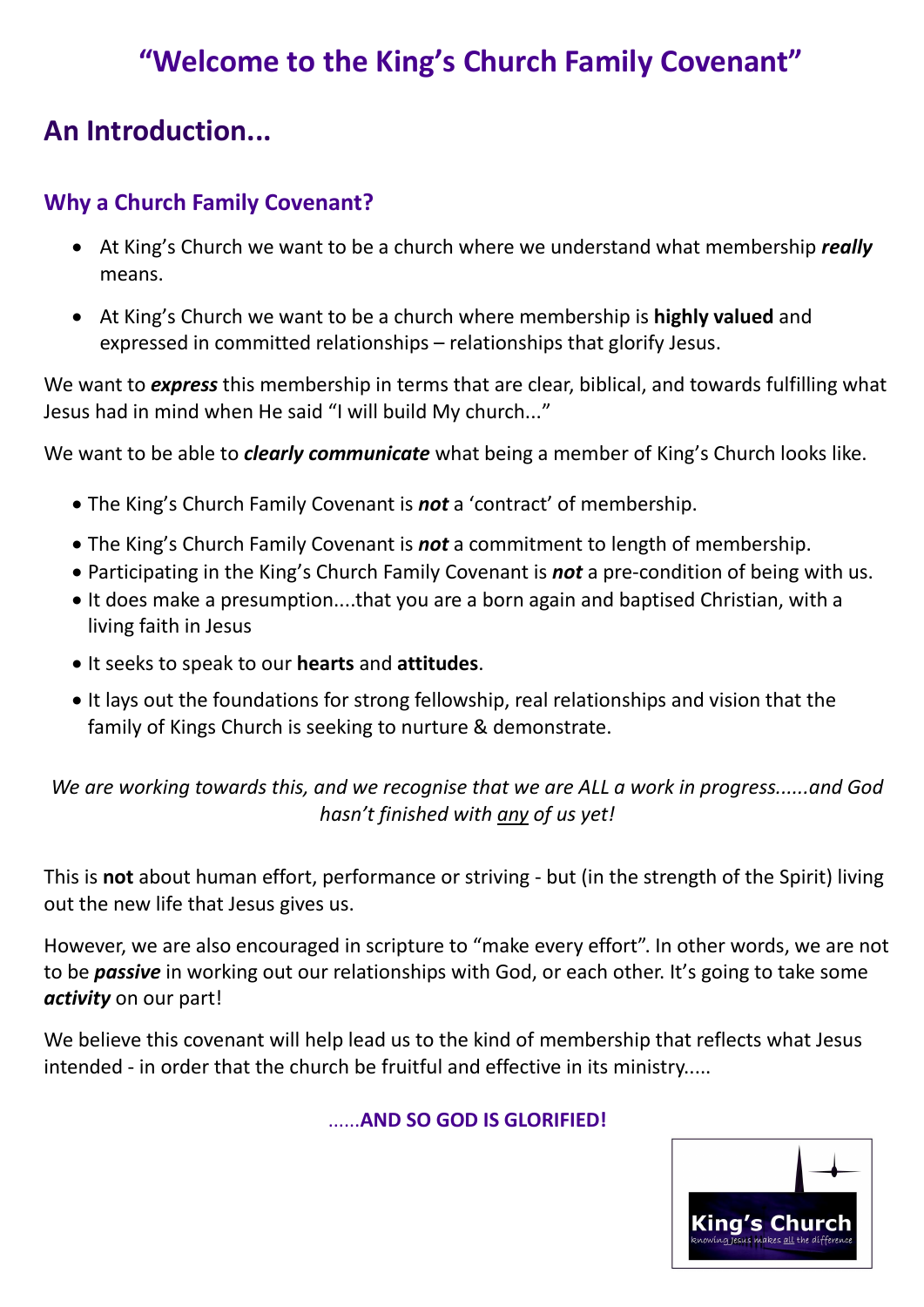# "Welcome to the King's Church Family Covenant"

## An Introduction...

### Why a Church Family Covenant?

- At King's Church we want to be a church where we understand what membership ***really*** means.
- At King's Church we want to be a church where membership is **highly valued** and expressed in committed relationships – relationships that glorify Jesus.

We want to ***express*** this membership in terms that are clear, biblical, and towards fulfilling what Jesus had in mind when He said "I will build My church..."

We want to be able to ***clearly communicate*** what being a member of King's Church looks like.

- The King's Church Family Covenant is ***not*** a 'contract' of membership.
- The King's Church Family Covenant is ***not*** a commitment to length of membership.
- Participating in the King's Church Family Covenant is ***not*** a pre-condition of being with us.
- It does make a presumption....that you are a born again and baptised Christian, with a living faith in Jesus
- It seeks to speak to our **hearts** and **attitudes**.
- It lays out the foundations for strong fellowship, real relationships and vision that the family of Kings Church is seeking to nurture & demonstrate.

*We are working towards this, and we recognise that we are ALL a work in progress......and God hasn't finished with <u>any</u> of us yet!*

This is **not** about human effort, performance or striving - but (in the strength of the Spirit) living out the new life that Jesus gives us.

However, we are also encouraged in scripture to "make every effort". In other words, we are not to be ***passive*** in working out our relationships with God, or each other. It's going to take some ***activity*** on our part!

We believe this covenant will help lead us to the kind of membership that reflects what Jesus intended - in order that the church be fruitful and effective in its ministry.....

......**AND SO GOD IS GLORIFIED!**

King's Church
knowing Jesus makes all the difference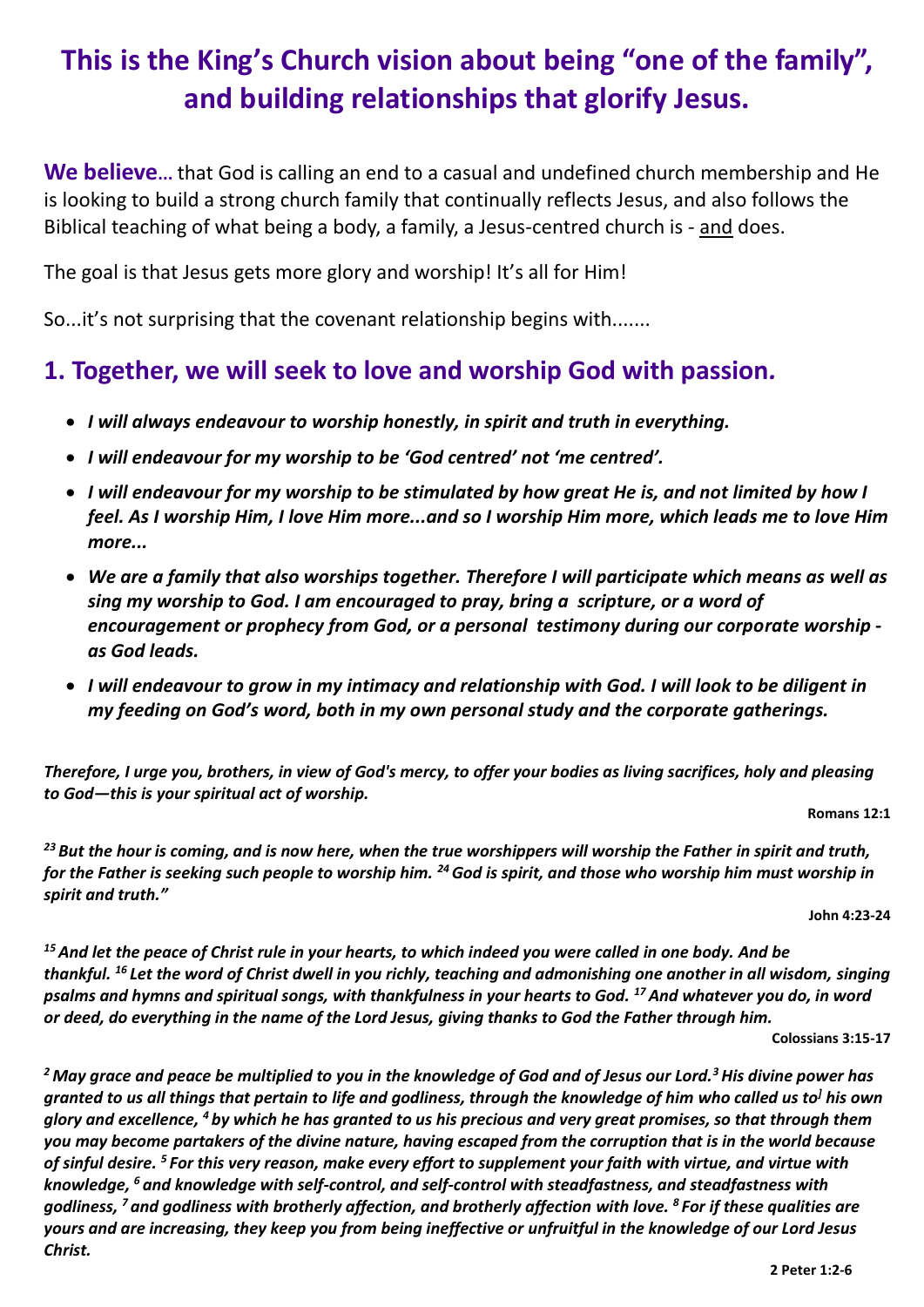# This is the King's Church vision about being "one of the family", and building relationships that glorify Jesus.

**We believe…** that God is calling an end to a casual and undefined church membership and He is looking to build a strong church family that continually reflects Jesus, and also follows the Biblical teaching of what being a body, a family, a Jesus-centred church is - and does.

The goal is that Jesus gets more glory and worship! It's all for Him!

So...it's not surprising that the covenant relationship begins with.......

## 1. Together, we will seek to love and worship God with passion.

- ***I will always endeavour to worship honestly, in spirit and truth in everything.***
- ***I will endeavour for my worship to be 'God centred' not 'me centred'.***
- ***I will endeavour for my worship to be stimulated by how great He is, and not limited by how I feel. As I worship Him, I love Him more...and so I worship Him more, which leads me to love Him more...***
- ***We are a family that also worships together. Therefore I will participate which means as well as sing my worship to God. I am encouraged to pray, bring a scripture, or a word of encouragement or prophecy from God, or a personal testimony during our corporate worship - as God leads.***
- ***I will endeavour to grow in my intimacy and relationship with God. I will look to be diligent in my feeding on God's word, both in my own personal study and the corporate gatherings.***

***Therefore, I urge you, brothers, in view of God's mercy, to offer your bodies as living sacrifices, holy and pleasing to God—this is your spiritual act of worship.***

**Romans 12:1**

***[23] But the hour is coming, and is now here, when the true worshippers will worship the Father in spirit and truth, for the Father is seeking such people to worship him. [24] God is spirit, and those who worship him must worship in spirit and truth."***

**John 4:23-24**

***[15] And let the peace of Christ rule in your hearts, to which indeed you were called in one body. And be thankful. [16] Let the word of Christ dwell in you richly, teaching and admonishing one another in all wisdom, singing psalms and hymns and spiritual songs, with thankfulness in your hearts to God. [17] And whatever you do, in word or deed, do everything in the name of the Lord Jesus, giving thanks to God the Father through him.***

**Colossians 3:15-17**

***[2] May grace and peace be multiplied to you in the knowledge of God and of Jesus our Lord.[3] His divine power has granted to us all things that pertain to life and godliness, through the knowledge of him who called us to his own glory and excellence, [4] by which he has granted to us his precious and very great promises, so that through them you may become partakers of the divine nature, having escaped from the corruption that is in the world because of sinful desire. [5] For this very reason, make every effort to supplement your faith with virtue, and virtue with knowledge, [6] and knowledge with self-control, and self-control with steadfastness, and steadfastness with godliness, [7] and godliness with brotherly affection, and brotherly affection with love. [8] For if these qualities are yours and are increasing, they keep you from being ineffective or unfruitful in the knowledge of our Lord Jesus Christ.***

**2 Peter 1:2-6**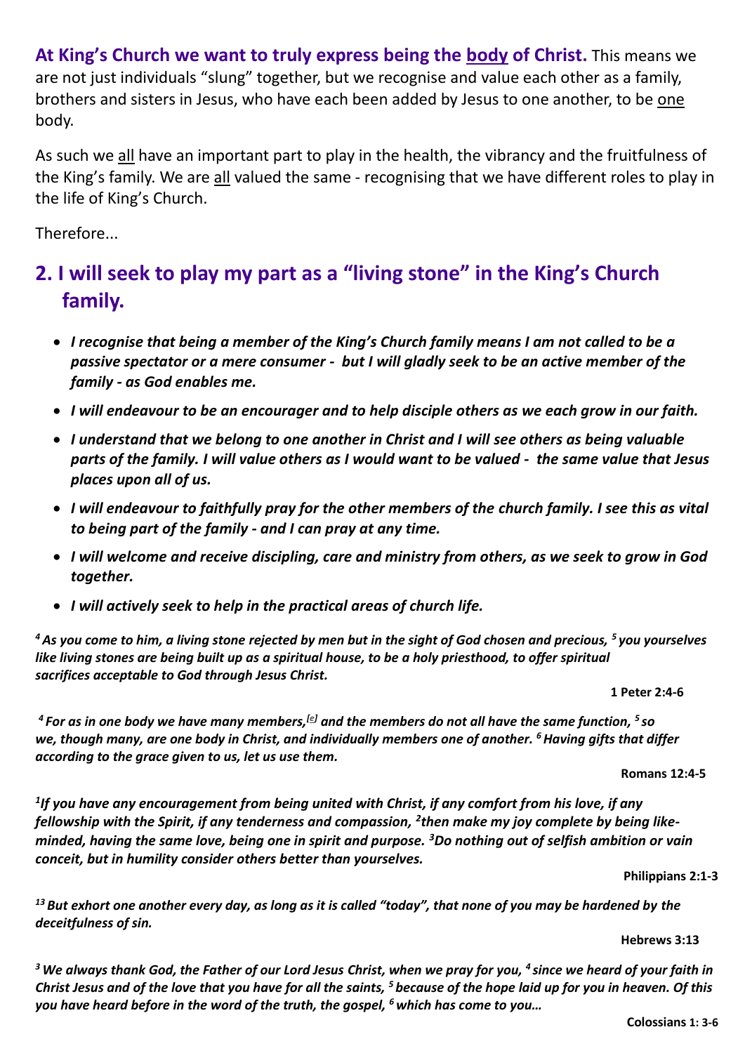**At King's Church we want to truly express being the <u>body</u> of Christ.** This means we are not just individuals "slung" together, but we recognise and value each other as a family, brothers and sisters in Jesus, who have each been added by Jesus to one another, to be <u>one</u> body.

As such we <u>all</u> have an important part to play in the health, the vibrancy and the fruitfulness of the King's family. We are <u>all</u> valued the same - recognising that we have different roles to play in the life of King's Church.

Therefore...

## 2. I will seek to play my part as a "living stone" in the King's Church family.

- ***I recognise that being a member of the King's Church family means I am not called to be a passive spectator or a mere consumer - but I will gladly seek to be an active member of the family - as God enables me.***
- ***I will endeavour to be an encourager and to help disciple others as we each grow in our faith.***
- ***I understand that we belong to one another in Christ and I will see others as being valuable parts of the family. I will value others as I would want to be valued - the same value that Jesus places upon all of us.***
- ***I will endeavour to faithfully pray for the other members of the church family. I see this as vital to being part of the family - and I can pray at any time.***
- ***I will welcome and receive discipling, care and ministry from others, as we seek to grow in God together.***
- ***I will actively seek to help in the practical areas of church life.***

***[4] As you come to him, a living stone rejected by men but in the sight of God chosen and precious, [5] you yourselves like living stones are being built up as a spiritual house, to be a holy priesthood, to offer spiritual sacrifices acceptable to God through Jesus Christ.***

**1 Peter 2:4-6**

***[4] For as in one body we have many members,[e] and the members do not all have the same function, [5] so we, though many, are one body in Christ, and individually members one of another. [6] Having gifts that differ according to the grace given to us, let us use them.***

**Romans 12:4-5**

***[1]If you have any encouragement from being united with Christ, if any comfort from his love, if any fellowship with the Spirit, if any tenderness and compassion, [2]then make my joy complete by being like-minded, having the same love, being one in spirit and purpose. [3]Do nothing out of selfish ambition or vain conceit, but in humility consider others better than yourselves.***

**Philippians 2:1-3**

***[13] But exhort one another every day, as long as it is called "today", that none of you may be hardened by the deceitfulness of sin.***

**Hebrews 3:13**

***[3] We always thank God, the Father of our Lord Jesus Christ, when we pray for you, [4] since we heard of your faith in Christ Jesus and of the love that you have for all the saints, [5] because of the hope laid up for you in heaven. Of this you have heard before in the word of the truth, the gospel, [6] which has come to you…***

**Colossians 1: 3-6**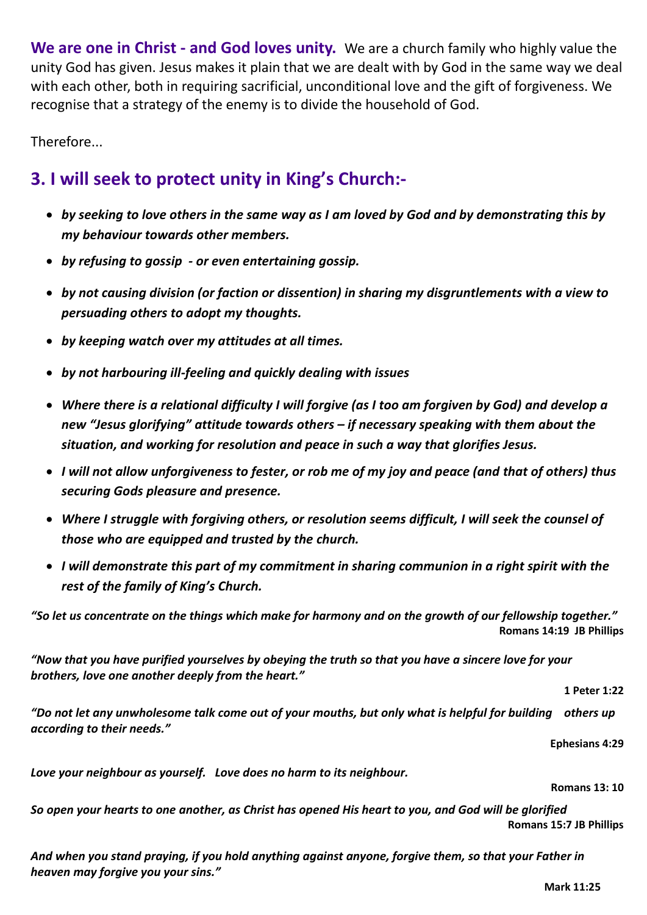**We are one in Christ - and God loves unity.** We are a church family who highly value the unity God has given. Jesus makes it plain that we are dealt with by God in the same way we deal with each other, both in requiring sacrificial, unconditional love and the gift of forgiveness. We recognise that a strategy of the enemy is to divide the household of God.

Therefore...

## 3. I will seek to protect unity in King's Church:-

- ***by seeking to love others in the same way as I am loved by God and by demonstrating this by my behaviour towards other members.***
- ***by refusing to gossip - or even entertaining gossip.***
- ***by not causing division (or faction or dissention) in sharing my disgruntlements with a view to persuading others to adopt my thoughts.***
- ***by keeping watch over my attitudes at all times.***
- ***by not harbouring ill-feeling and quickly dealing with issues***
- ***Where there is a relational difficulty I will forgive (as I too am forgiven by God) and develop a new "Jesus glorifying" attitude towards others – if necessary speaking with them about the situation, and working for resolution and peace in such a way that glorifies Jesus.***
- ***I will not allow unforgiveness to fester, or rob me of my joy and peace (and that of others) thus securing Gods pleasure and presence.***
- ***Where I struggle with forgiving others, or resolution seems difficult, I will seek the counsel of those who are equipped and trusted by the church.***
- ***I will demonstrate this part of my commitment in sharing communion in a right spirit with the rest of the family of King's Church.***

***"So let us concentrate on the things which make for harmony and on the growth of our fellowship together."***

**Romans 14:19 JB Phillips**

***"Now that you have purified yourselves by obeying the truth so that you have a sincere love for your brothers, love one another deeply from the heart."***

**1 Peter 1:22**

***"Do not let any unwholesome talk come out of your mouths, but only what is helpful for building others up according to their needs."***

**Ephesians 4:29**

***Love your neighbour as yourself. Love does no harm to its neighbour.***

**Romans 13: 10**

***So open your hearts to one another, as Christ has opened His heart to you, and God will be glorified***

**Romans 15:7 JB Phillips**

***And when you stand praying, if you hold anything against anyone, forgive them, so that your Father in heaven may forgive you your sins."***

**Mark 11:25**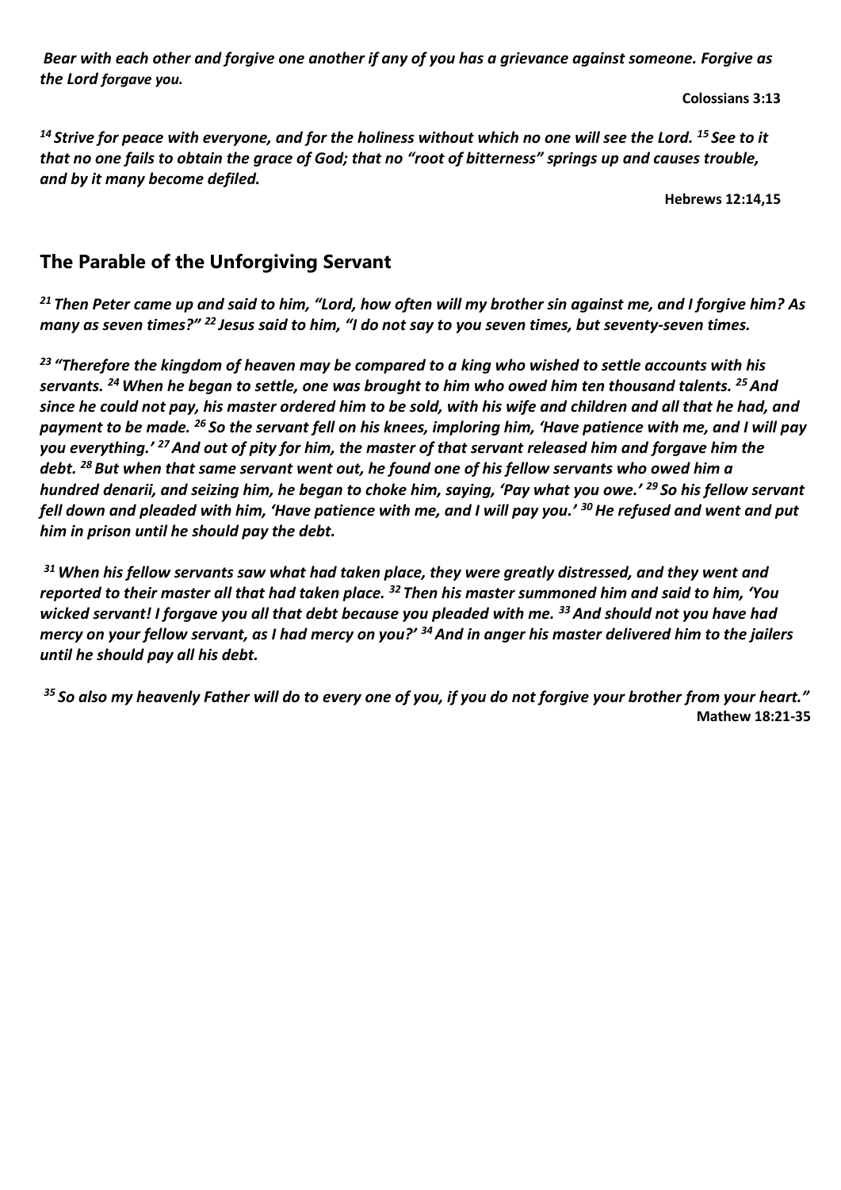*Bear with each other and forgive one another if any of you has a grievance against someone. Forgive as the Lord forgave you.*

**Colossians 3:13**

*[14] Strive for peace with everyone, and for the holiness without which no one will see the Lord. [15] See to it that no one fails to obtain the grace of God; that no "root of bitterness" springs up and causes trouble, and by it many become defiled.*

**Hebrews 12:14,15**

## The Parable of the Unforgiving Servant

***[21] Then Peter came up and said to him, "Lord, how often will my brother sin against me, and I forgive him? As many as seven times?" [22] Jesus said to him, "I do not say to you seven times, but seventy-seven times.***

***[23] "Therefore the kingdom of heaven may be compared to a king who wished to settle accounts with his servants. [24] When he began to settle, one was brought to him who owed him ten thousand talents. [25] And since he could not pay, his master ordered him to be sold, with his wife and children and all that he had, and payment to be made. [26] So the servant fell on his knees, imploring him, 'Have patience with me, and I will pay you everything.' [27] And out of pity for him, the master of that servant released him and forgave him the debt. [28] But when that same servant went out, he found one of his fellow servants who owed him a hundred denarii, and seizing him, he began to choke him, saying, 'Pay what you owe.' [29] So his fellow servant fell down and pleaded with him, 'Have patience with me, and I will pay you.' [30] He refused and went and put him in prison until he should pay the debt.***

***[31] When his fellow servants saw what had taken place, they were greatly distressed, and they went and reported to their master all that had taken place. [32] Then his master summoned him and said to him, 'You wicked servant! I forgave you all that debt because you pleaded with me. [33] And should not you have had mercy on your fellow servant, as I had mercy on you?' [34] And in anger his master delivered him to the jailers until he should pay all his debt.***

***[35] So also my heavenly Father will do to every one of you, if you do not forgive your brother from your heart."***

**Mathew 18:21-35**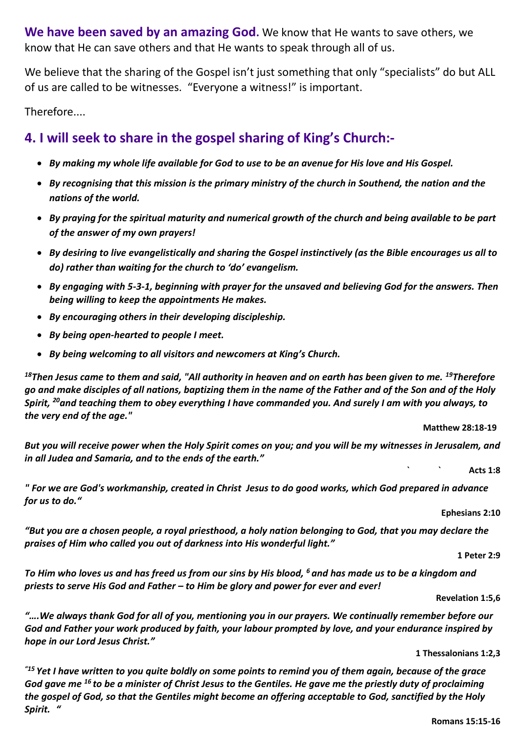**We have been saved by an amazing God.** We know that He wants to save others, we know that He can save others and that He wants to speak through all of us.

We believe that the sharing of the Gospel isn't just something that only "specialists" do but ALL of us are called to be witnesses. "Everyone a witness!" is important.

Therefore....

## 4. I will seek to share in the gospel sharing of King's Church:-

- ***By making my whole life available for God to use to be an avenue for His love and His Gospel.***
- ***By recognising that this mission is the primary ministry of the church in Southend, the nation and the nations of the world.***
- ***By praying for the spiritual maturity and numerical growth of the church and being available to be part of the answer of my own prayers!***
- ***By desiring to live evangelistically and sharing the Gospel instinctively (as the Bible encourages us all to do) rather than waiting for the church to 'do' evangelism.***
- ***By engaging with 5-3-1, beginning with prayer for the unsaved and believing God for the answers. Then being willing to keep the appointments He makes.***
- ***By encouraging others in their developing discipleship.***
- ***By being open-hearted to people I meet.***
- ***By being welcoming to all visitors and newcomers at King's Church.***

***[18]Then Jesus came to them and said, "All authority in heaven and on earth has been given to me. [19]Therefore go and make disciples of all nations, baptizing them in the name of the Father and of the Son and of the Holy Spirit, [20]and teaching them to obey everything I have commanded you. And surely I am with you always, to the very end of the age."***

**Matthew 28:18-19**

***But you will receive power when the Holy Spirit comes on you; and you will be my witnesses in Jerusalem, and in all Judea and Samaria, and to the ends of the earth."***

**Acts 1:8**

***" For we are God's workmanship, created in Christ Jesus to do good works, which God prepared in advance for us to do."***

**Ephesians 2:10**

***"But you are a chosen people, a royal priesthood, a holy nation belonging to God, that you may declare the praises of Him who called you out of darkness into His wonderful light."***

**1 Peter 2:9**

***To Him who loves us and has freed us from our sins by His blood, [6] and has made us to be a kingdom and priests to serve His God and Father – to Him be glory and power for ever and ever!***

**Revelation 1:5,6**

***"….We always thank God for all of you, mentioning you in our prayers. We continually remember before our God and Father your work produced by faith, your labour prompted by love, and your endurance inspired by hope in our Lord Jesus Christ."***

**1 Thessalonians 1:2,3**

***"[15] Yet I have written to you quite boldly on some points to remind you of them again, because of the grace God gave me [16] to be a minister of Christ Jesus to the Gentiles. He gave me the priestly duty of proclaiming the gospel of God, so that the Gentiles might become an offering acceptable to God, sanctified by the Holy Spirit. "***

**Romans 15:15-16**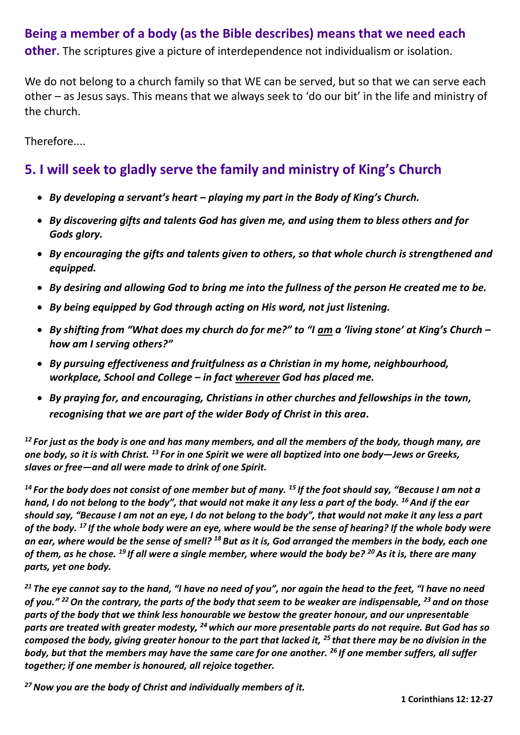**Being a member of a body (as the Bible describes) means that we need each other.** The scriptures give a picture of interdependence not individualism or isolation.

We do not belong to a church family so that WE can be served, but so that we can serve each other – as Jesus says. This means that we always seek to 'do our bit' in the life and ministry of the church.

Therefore....

## 5. I will seek to gladly serve the family and ministry of King's Church

- ***By developing a servant's heart – playing my part in the Body of King's Church.***
- ***By discovering gifts and talents God has given me, and using them to bless others and for Gods glory.***
- ***By encouraging the gifts and talents given to others, so that whole church is strengthened and equipped.***
- ***By desiring and allowing God to bring me into the fullness of the person He created me to be.***
- ***By being equipped by God through acting on His word, not just listening.***
- ***By shifting from "What does my church do for me?" to "I am a 'living stone' at King's Church – how am I serving others?"***
- ***By pursuing effectiveness and fruitfulness as a Christian in my home, neighbourhood, workplace, School and College – in fact wherever God has placed me.***
- ***By praying for, and encouraging, Christians in other churches and fellowships in the town, recognising that we are part of the wider Body of Christ in this area.***

***[12] For just as the body is one and has many members, and all the members of the body, though many, are one body, so it is with Christ. [13] For in one Spirit we were all baptized into one body—Jews or Greeks, slaves or free—and all were made to drink of one Spirit.***

***[14] For the body does not consist of one member but of many. [15] If the foot should say, "Because I am not a hand, I do not belong to the body", that would not make it any less a part of the body. [16] And if the ear should say, "Because I am not an eye, I do not belong to the body", that would not make it any less a part of the body. [17] If the whole body were an eye, where would be the sense of hearing? If the whole body were an ear, where would be the sense of smell? [18] But as it is, God arranged the members in the body, each one of them, as he chose. [19] If all were a single member, where would the body be? [20] As it is, there are many parts, yet one body.***

***[21] The eye cannot say to the hand, "I have no need of you", nor again the head to the feet, "I have no need of you." [22] On the contrary, the parts of the body that seem to be weaker are indispensable, [23] and on those parts of the body that we think less honourable we bestow the greater honour, and our unpresentable parts are treated with greater modesty, [24] which our more presentable parts do not require. But God has so composed the body, giving greater honour to the part that lacked it, [25] that there may be no division in the body, but that the members may have the same care for one another. [26] If one member suffers, all suffer together; if one member is honoured, all rejoice together.***

***[27] Now you are the body of Christ and individually members of it.***

**1 Corinthians 12: 12-27**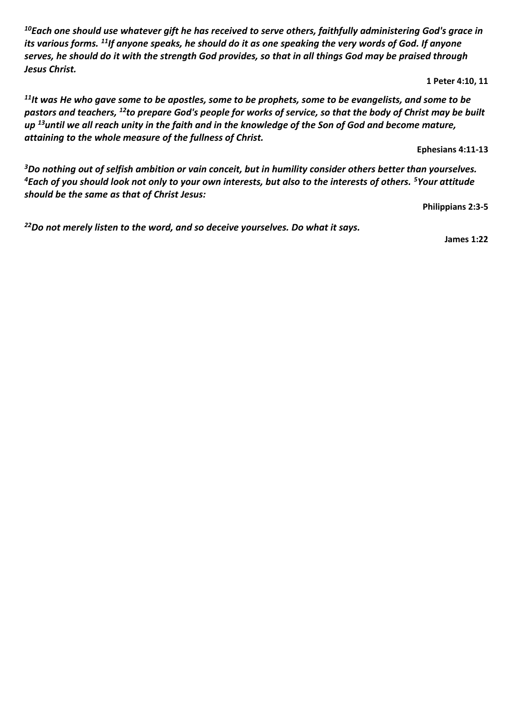***[10]Each one should use whatever gift he has received to serve others, faithfully administering God's grace in its various forms. [11]If anyone speaks, he should do it as one speaking the very words of God. If anyone serves, he should do it with the strength God provides, so that in all things God may be praised through Jesus Christ.***

**1 Peter 4:10, 11**

***[11]It was He who gave some to be apostles, some to be prophets, some to be evangelists, and some to be pastors and teachers, [12]to prepare God's people for works of service, so that the body of Christ may be built up [13]until we all reach unity in the faith and in the knowledge of the Son of God and become mature, attaining to the whole measure of the fullness of Christ.***

**Ephesians 4:11-13**

***[3]Do nothing out of selfish ambition or vain conceit, but in humility consider others better than yourselves. [4]Each of you should look not only to your own interests, but also to the interests of others. [5]Your attitude should be the same as that of Christ Jesus:***

**Philippians 2:3-5**

***[22]Do not merely listen to the word, and so deceive yourselves. Do what it says.***

**James 1:22**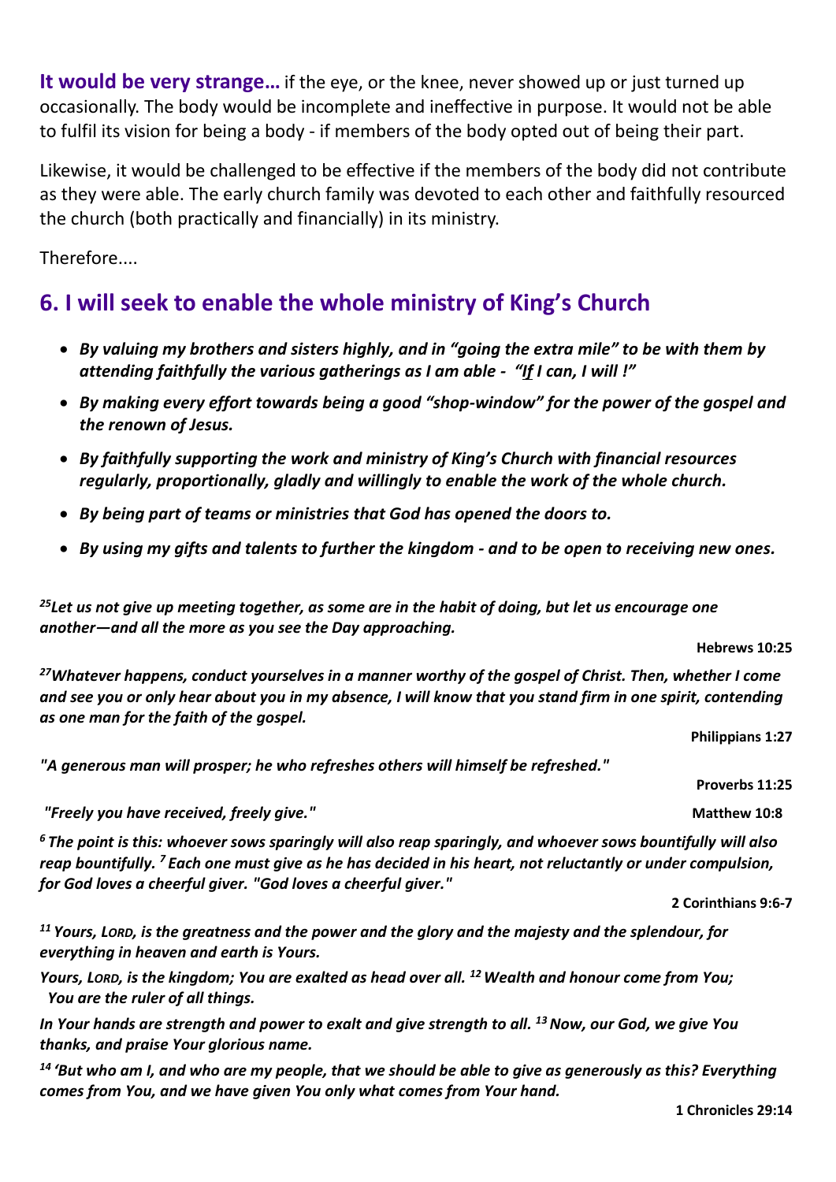**It would be very strange…** if the eye, or the knee, never showed up or just turned up occasionally. The body would be incomplete and ineffective in purpose. It would not be able to fulfil its vision for being a body - if members of the body opted out of being their part.

Likewise, it would be challenged to be effective if the members of the body did not contribute as they were able. The early church family was devoted to each other and faithfully resourced the church (both practically and financially) in its ministry.

Therefore....

## 6. I will seek to enable the whole ministry of King's Church

- ***By valuing my brothers and sisters highly, and in "going the extra mile" to be with them by attending faithfully the various gatherings as I am able - "<u>If</u> I can, I will !"***
- ***By making every effort towards being a good "shop-window" for the power of the gospel and the renown of Jesus.***
- ***By faithfully supporting the work and ministry of King's Church with financial resources regularly, proportionally, gladly and willingly to enable the work of the whole church.***
- ***By being part of teams or ministries that God has opened the doors to.***
- ***By using my gifts and talents to further the kingdom - and to be open to receiving new ones.***

***[25]Let us not give up meeting together, as some are in the habit of doing, but let us encourage one another—and all the more as you see the Day approaching.***

**Hebrews 10:25**

***[27]Whatever happens, conduct yourselves in a manner worthy of the gospel of Christ. Then, whether I come and see you or only hear about you in my absence, I will know that you stand firm in one spirit, contending as one man for the faith of the gospel.***

**Philippians 1:27**

***"A generous man will prosper; he who refreshes others will himself be refreshed."***

**Proverbs 11:25**

***"Freely you have received, freely give."*** **Matthew 10:8**

***[6] The point is this: whoever sows sparingly will also reap sparingly, and whoever sows bountifully will also reap bountifully. [7] Each one must give as he has decided in his heart, not reluctantly or under compulsion, for God loves a cheerful giver. "God loves a cheerful giver."***

**2 Corinthians 9:6-7**

***[11] Yours, LORD, is the greatness and the power and the glory and the majesty and the splendour, for everything in heaven and earth is Yours.***

***Yours, LORD, is the kingdom; You are exalted as head over all. [12] Wealth and honour come from You; You are the ruler of all things.***

***In Your hands are strength and power to exalt and give strength to all. [13] Now, our God, we give You thanks, and praise Your glorious name.***

***[14] 'But who am I, and who are my people, that we should be able to give as generously as this? Everything comes from You, and we have given You only what comes from Your hand.***

**1 Chronicles 29:14**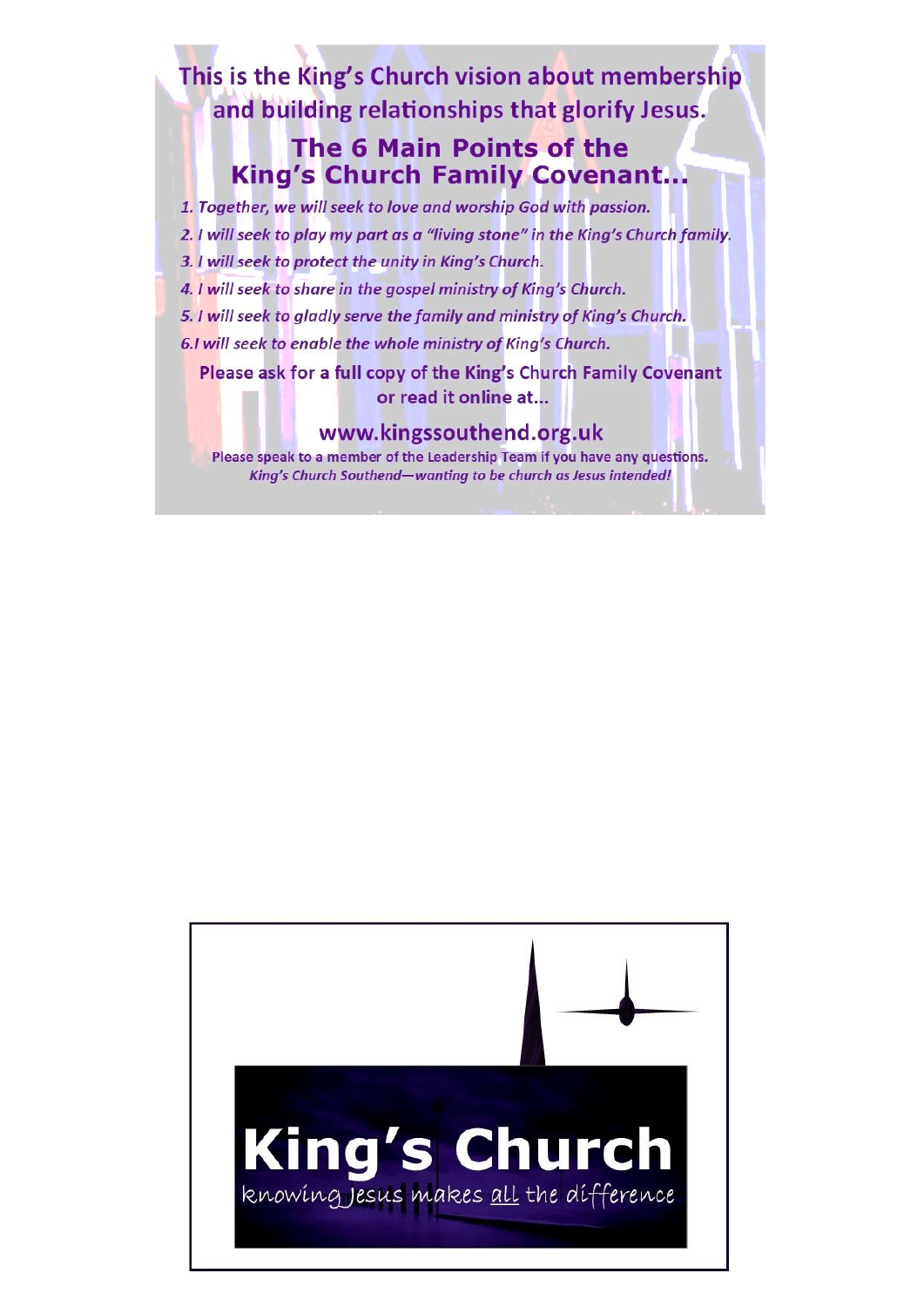This is the King's Church vision about membership and building relationships that glorify Jesus.

## The 6 Main Points of the King's Church Family Covenant...

1. *Together, we will seek to love and worship God with passion.*
2. *I will seek to play my part as a "living stone" in the King's Church family.*
3. *I will seek to protect the unity in King's Church.*
4. *I will seek to share in the gospel ministry of King's Church.*
5. *I will seek to gladly serve the family and ministry of King's Church.*
6. *I will seek to enable the whole ministry of King's Church.*

Please ask for a full copy of the King's Church Family Covenant or read it online at...

**www.kingssouthend.org.uk**

Please speak to a member of the Leadership Team if you have any questions.

*King's Church Southend—wanting to be church as Jesus intended!*

# King's Church

knowing Jesus makes all the difference